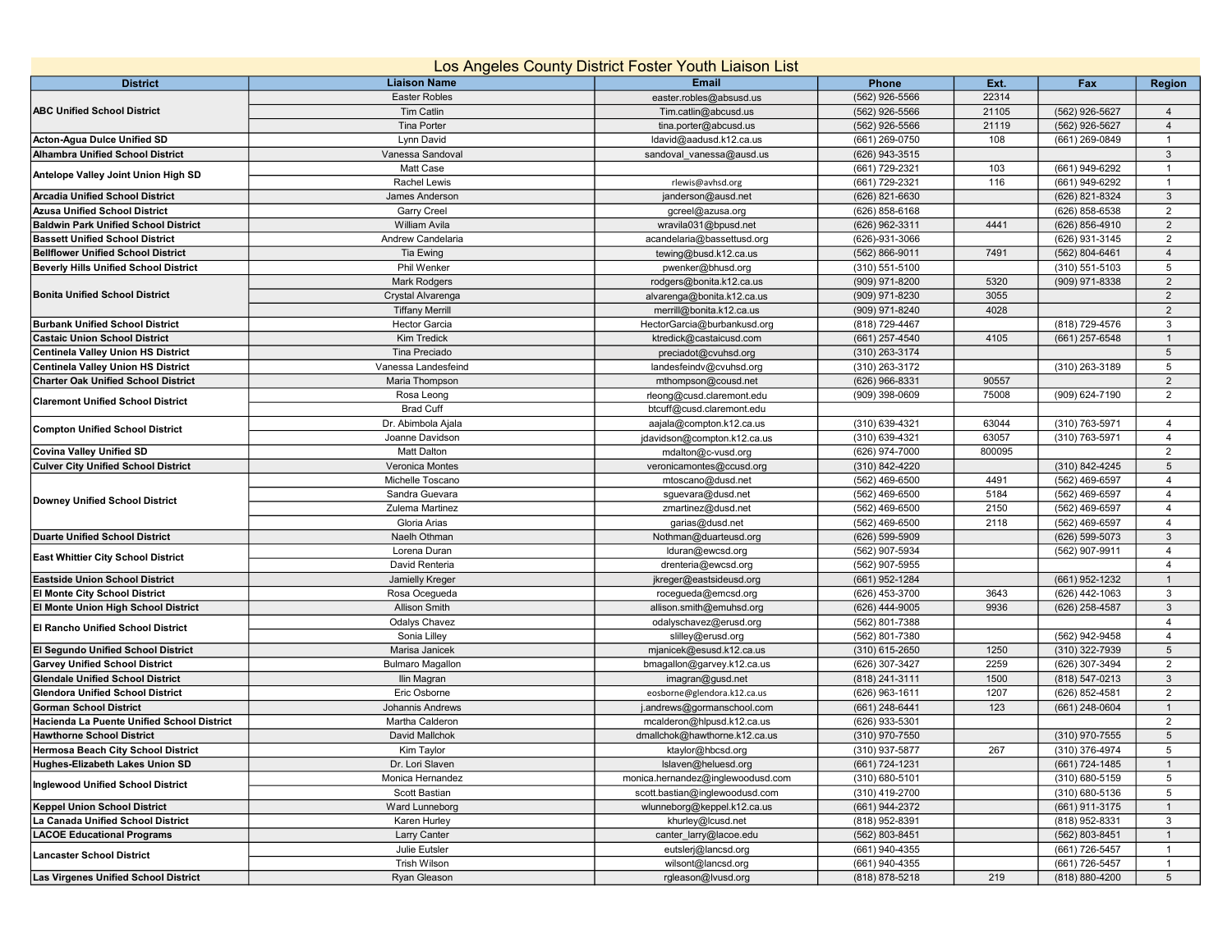# Los Angeles County District Foster Youth Liaison List

| District | Liaison Name | Email | Phone | Ext. | Fax | Region |
|---|---|---|---|---|---|---|
| ABC Unified School District | Easter Robles | easter.robles@absusd.us | (562) 926-5566 | 22314 | | |
| | Tim Catlin | Tim.catlin@abcusd.us | (562) 926-5566 | 21105 | (562) 926-5627 | 4 |
| | Tina Porter | tina.porter@abcusd.us | (562) 926-5566 | 21119 | (562) 926-5627 | 4 |
| Acton-Agua Dulce Unified SD | Lynn David | ldavid@aadusd.k12.ca.us | (661) 269-0750 | 108 | (661) 269-0849 | 1 |
| Alhambra Unified School District | Vanessa Sandoval | sandoval_vanessa@ausd.us | (626) 943-3515 | | | 3 |
| Antelope Valley Joint Union High SD | Matt Case | | (661) 729-2321 | 103 | (661) 949-6292 | 1 |
| | Rachel Lewis | rlewis@avhsd.org | (661) 729-2321 | 116 | (661) 949-6292 | 1 |
| Arcadia Unified School District | James Anderson | janderson@ausd.net | (626) 821-6630 | | (626) 821-8324 | 3 |
| Azusa Unified School District | Garry Creel | gcreel@azusa.org | (626) 858-6168 | | (626) 858-6538 | 2 |
| Baldwin Park Unified School District | William Avila | wravila031@bpusd.net | (626) 962-3311 | 4441 | (626) 856-4910 | 2 |
| Bassett Unified School District | Andrew Candelaria | acandelaria@bassettusd.org | (626)-931-3066 | | (626) 931-3145 | 2 |
| Bellflower Unified School District | Tia Ewing | tewing@busd.k12.ca.us | (562) 866-9011 | 7491 | (562) 804-6461 | 4 |
| Beverly Hills Unified School District | Phil Wenker | pwenker@bhusd.org | (310) 551-5100 | | (310) 551-5103 | 5 |
| Bonita Unified School District | Mark Rodgers | rodgers@bonita.k12.ca.us | (909) 971-8200 | 5320 | (909) 971-8338 | 2 |
| | Crystal Alvarenga | alvarenga@bonita.k12.ca.us | (909) 971-8230 | 3055 | | 2 |
| | Tiffany Merrill | merrill@bonita.k12.ca.us | (909) 971-8240 | 4028 | | 2 |
| Burbank Unified School District | Hector Garcia | HectorGarcia@burbankusd.org | (818) 729-4467 | | (818) 729-4576 | 3 |
| Castaic Union School District | Kim Tredick | ktredick@castaicusd.com | (661) 257-4540 | 4105 | (661) 257-6548 | 1 |
| Centinela Valley Union HS District | Tina Preciado | preciadot@cvuhsd.org | (310) 263-3174 | | | 5 |
| Centinela Valley Union HS District | Vanessa Landesfeind | landesfeindv@cvuhsd.org | (310) 263-3172 | | (310) 263-3189 | 5 |
| Charter Oak Unified School District | Maria Thompson | mthompson@cousd.net | (626) 966-8331 | 90557 | | 2 |
| Claremont Unified School District | Rosa Leong | rleong@cusd.claremont.edu | (909) 398-0609 | 75008 | (909) 624-7190 | 2 |
| | Brad Cuff | btcuff@cusd.claremont.edu | | | | |
| Compton Unified School District | Dr. Abimbola Ajala | aajala@compton.k12.ca.us | (310) 639-4321 | 63044 | (310) 763-5971 | 4 |
| | Joanne Davidson | jdavidson@compton.k12.ca.us | (310) 639-4321 | 63057 | (310) 763-5971 | 4 |
| Covina Valley Unified SD | Matt Dalton | mdalton@c-vusd.org | (626) 974-7000 | 800095 | | 2 |
| Culver City Unified School District | Veronica Montes | veronicamontes@ccusd.org | (310) 842-4220 | | (310) 842-4245 | 5 |
| Downey Unified School District | Michelle Toscano | mtoscano@dusd.net | (562) 469-6500 | 4491 | (562) 469-6597 | 4 |
| | Sandra Guevara | sguevara@dusd.net | (562) 469-6500 | 5184 | (562) 469-6597 | 4 |
| | Zulema Martinez | zmartinez@dusd.net | (562) 469-6500 | 2150 | (562) 469-6597 | 4 |
| | Gloria Arias | garias@dusd.net | (562) 469-6500 | 2118 | (562) 469-6597 | 4 |
| Duarte Unified School District | Naelh Othman | Nothman@duarteusd.org | (626) 599-5909 | | (626) 599-5073 | 3 |
| East Whittier City School District | Lorena Duran | lduran@ewcsd.org | (562) 907-5934 | | (562) 907-9911 | 4 |
| | David Renteria | drenteria@ewcsd.org | (562) 907-5955 | | | 4 |
| Eastside Union School District | Jamielly Kreger | jkreger@eastsideusd.org | (661) 952-1284 | | (661) 952-1232 | 1 |
| El Monte City School District | Rosa Ocegueda | rocegueda@emcsd.org | (626) 453-3700 | 3643 | (626) 442-1063 | 3 |
| El Monte Union High School District | Allison Smith | allison.smith@emuhsd.org | (626) 444-9005 | 9936 | (626) 258-4587 | 3 |
| El Rancho Unified School District | Odalys Chavez | odalyschavez@erusd.org | (562) 801-7388 | | | 4 |
| | Sonia Lilley | slilley@erusd.org | (562) 801-7380 | | (562) 942-9458 | 4 |
| El Segundo Unified School District | Marisa Janicek | mjanicek@esusd.k12.ca.us | (310) 615-2650 | 1250 | (310) 322-7939 | 5 |
| Garvey Unified School District | Bulmaro Magallon | bmagallon@garvey.k12.ca.us | (626) 307-3427 | 2259 | (626) 307-3494 | 2 |
| Glendale Unified School District | Ilin Magran | imagran@gusd.net | (818) 241-3111 | 1500 | (818) 547-0213 | 3 |
| Glendora Unified School District | Eric Osborne | eosborne@glendora.k12.ca.us | (626) 963-1611 | 1207 | (626) 852-4581 | 2 |
| Gorman School District | Johannis Andrews | j.andrews@gormanschool.com | (661) 248-6441 | 123 | (661) 248-0604 | 1 |
| Hacienda La Puente Unified School District | Martha Calderon | mcalderon@hlpusd.k12.ca.us | (626) 933-5301 | | | 2 |
| Hawthorne School District | David Mallchok | dmallchok@hawthorne.k12.ca.us | (310) 970-7550 | | (310) 970-7555 | 5 |
| Hermosa Beach City School District | Kim Taylor | ktaylor@hbcsd.org | (310) 937-5877 | 267 | (310) 376-4974 | 5 |
| Hughes-Elizabeth Lakes Union SD | Dr. Lori Slaven | lslaven@heluesd.org | (661) 724-1231 | | (661) 724-1485 | 1 |
| Inglewood Unified School District | Monica Hernandez | monica.hernandez@inglewoodusd.com | (310) 680-5101 | | (310) 680-5159 | 5 |
| | Scott Bastian | scott.bastian@inglewoodusd.com | (310) 419-2700 | | (310) 680-5136 | 5 |
| Keppel Union School District | Ward Lunneborg | wlunneborg@keppel.k12.ca.us | (661) 944-2372 | | (661) 911-3175 | 1 |
| La Canada Unified School District | Karen Hurley | khurley@lcusd.net | (818) 952-8391 | | (818) 952-8331 | 3 |
| LACOE Educational Programs | Larry Canter | canter_larry@lacoe.edu | (562) 803-8451 | | (562) 803-8451 | 1 |
| Lancaster School District | Julie Eutsler | eutslerj@lancsd.org | (661) 940-4355 | | (661) 726-5457 | 1 |
| | Trish Wilson | wilsont@lancsd.org | (661) 940-4355 | | (661) 726-5457 | 1 |
| Las Virgenes Unified School District | Ryan Gleason | rgleason@lvusd.org | (818) 878-5218 | 219 | (818) 880-4200 | 5 |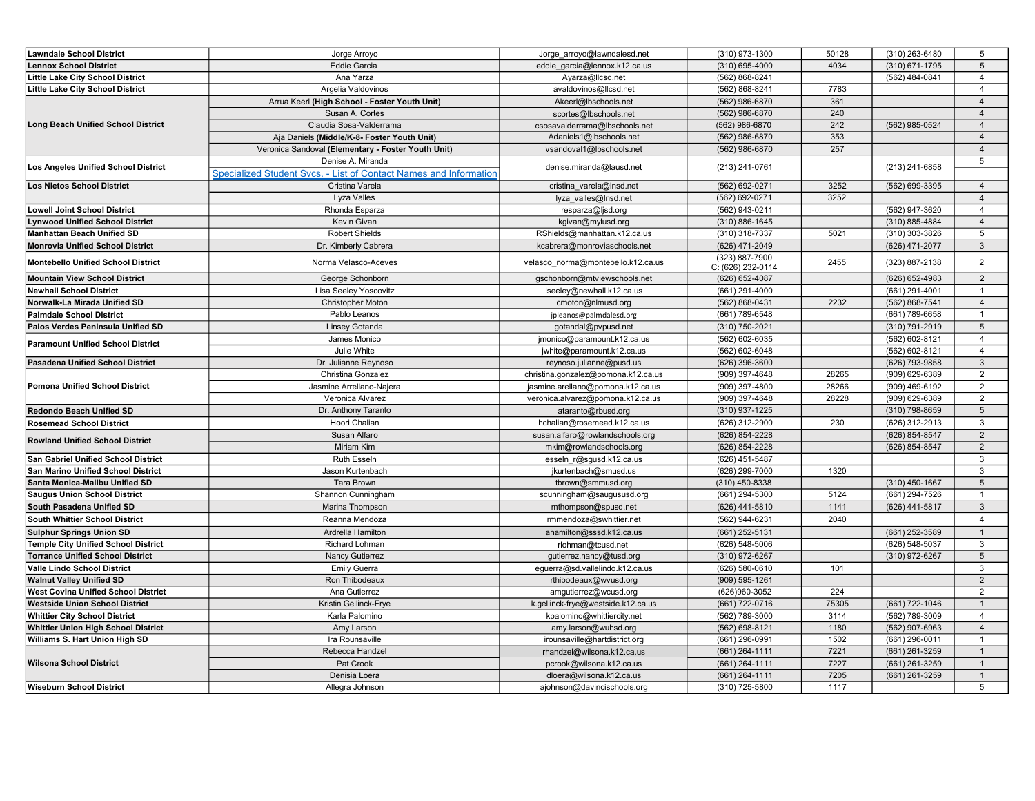| | | | | | | |
|---|---|---|---|---|---|---|
| **Lawndale School District** | Jorge Arroyo | Jorge_arroyo@lawndalesd.net | (310) 973-1300 | 50128 | (310) 263-6480 | 5 |
| **Lennox School District** | Eddie Garcia | eddie_garcia@lennox.k12.ca.us | (310) 695-4000 | 4034 | (310) 671-1795 | 5 |
| **Little Lake City School District** | Ana Yarza | Ayarza@llcsd.net | (562) 868-8241 | | (562) 484-0841 | 4 |
| **Little Lake City School District** | Argelia Valdovinos | avaldovinos@llcsd.net | (562) 868-8241 | 7783 | | 4 |
| **Long Beach Unified School District** | Arrua Keerl **(High School - Foster Youth Unit)** | Akeerl@lbschools.net | (562) 986-6870 | 361 | | 4 |
| | Susan A. Cortes | scortes@lbschools.net | (562) 986-6870 | 240 | | 4 |
| | Claudia Sosa-Valderrama | csosavalderrama@lbschools.net | (562) 986-6870 | 242 | (562) 985-0524 | 4 |
| | Aja Daniels **(Middle/K-8- Foster Youth Unit)** | Adaniels1@lbschools.net | (562) 986-6870 | 353 | | 4 |
| | Veronica Sandoval **(Elementary - Foster Youth Unit)** | vsandoval1@lbschools.net | (562) 986-6870 | 257 | | 4 |
| **Los Angeles Unified School District** | Denise A. Miranda<br>Specialized Student Svcs. - List of Contact Names and Information | denise.miranda@lausd.net | (213) 241-0761 | | (213) 241-6858 | 5 |
| **Los Nietos School District** | Cristina Varela | cristina_varela@lnsd.net | (562) 692-0271 | 3252 | (562) 699-3395 | 4 |
| | Lyza Valles | lyza_valles@lnsd.net | (562) 692-0271 | 3252 | | 4 |
| **Lowell Joint School District** | Rhonda Esparza | resparza@ljsd.org | (562) 943-0211 | | (562) 947-3620 | 4 |
| **Lynwood Unified School District** | Kevin Givan | kgivan@mylusd.org | (310) 886-1645 | | (310) 885-4884 | 4 |
| **Manhattan Beach Unified SD** | Robert Shields | RShields@manhattan.k12.ca.us | (310) 318-7337 | 5021 | (310) 303-3826 | 5 |
| **Monrovia Unified School District** | Dr. Kimberly Cabrera | kcabrera@monroviaschools.net | (626) 471-2049 | | (626) 471-2077 | 3 |
| **Montebello Unified School District** | Norma Velasco-Aceves | velasco_norma@montebello.k12.ca.us | (323) 887-7900<br>C: (626) 232-0114 | 2455 | (323) 887-2138 | 2 |
| **Mountain View School District** | George Schonborn | gschonborn@mtviewschools.net | (626) 652-4087 | | (626) 652-4983 | 2 |
| **Newhall School District** | Lisa Seeley Yoscovitz | lseeley@newhall.k12.ca.us | (661) 291-4000 | | (661) 291-4001 | 1 |
| **Norwalk-La Mirada Unified SD** | Christopher Moton | cmoton@nlmusd.org | (562) 868-0431 | 2232 | (562) 868-7541 | 4 |
| **Palmdale School District** | Pablo Leanos | jpleanos@palmdalesd.org | (661) 789-6548 | | (661) 789-6658 | 1 |
| **Palos Verdes Peninsula Unified SD** | Linsey Gotanda | gotandal@pvpusd.net | (310) 750-2021 | | (310) 791-2919 | 5 |
| **Paramount Unified School District** | James Monico | jmonico@paramount.k12.ca.us | (562) 602-6035 | | (562) 602-8121 | 4 |
| | Julie White | jwhite@paramount.k12.ca.us | (562) 602-6048 | | (562) 602-8121 | 4 |
| **Pasadena Unified School District** | Dr. Julianne Reynoso | reynoso.julianne@pusd.us | (626) 396-3600 | | (626) 793-9858 | 3 |
| **Pomona Unified School District** | Christina Gonzalez | christina.gonzalez@pomona.k12.ca.us | (909) 397-4648 | 28265 | (909) 629-6389 | 2 |
| | Jasmine Arrellano-Najera | jasmine.arellano@pomona.k12.ca.us | (909) 397-4800 | 28266 | (909) 469-6192 | 2 |
| | Veronica Alvarez | veronica.alvarez@pomona.k12.ca.us | (909) 397-4648 | 28228 | (909) 629-6389 | 2 |
| **Redondo Beach Unified SD** | Dr. Anthony Taranto | ataranto@rbusd.org | (310) 937-1225 | | (310) 798-8659 | 5 |
| **Rosemead School District** | Hoori Chalian | hchalian@rosemead.k12.ca.us | (626) 312-2900 | 230 | (626) 312-2913 | 3 |
| **Rowland Unified School District** | Susan Alfaro | susan.alfaro@rowlandschools.org | (626) 854-2228 | | (626) 854-8547 | 2 |
| | Miriam Kim | mkim@rowlandschools.org | (626) 854-2228 | | (626) 854-8547 | 2 |
| **San Gabriel Unified School District** | Ruth Esseln | esseln_r@sgusd.k12.ca.us | (626) 451-5487 | | | 3 |
| **San Marino Unified School District** | Jason Kurtenbach | jkurtenbach@smusd.us | (626) 299-7000 | 1320 | | 3 |
| **Santa Monica-Malibu Unified SD** | Tara Brown | tbrown@smmusd.org | (310) 450-8338 | | (310) 450-1667 | 5 |
| **Saugus Union School District** | Shannon Cunningham | scunningham@saugususd.org | (661) 294-5300 | 5124 | (661) 294-7526 | 1 |
| **South Pasadena Unified SD** | Marina Thompson | mthompson@spusd.net | (626) 441-5810 | 1141 | (626) 441-5817 | 3 |
| **South Whittier School District** | Reanna Mendoza | rmmendoza@swhittier.net | (562) 944-6231 | 2040 | | 4 |
| **Sulphur Springs Union SD** | Ardrella Hamilton | ahamilton@sssd.k12.ca.us | (661) 252-5131 | | (661) 252-3589 | 1 |
| **Temple City Unified School District** | Richard Lohman | rlohman@tcusd.net | (626) 548-5006 | | (626) 548-5037 | 3 |
| **Torrance Unified School District** | Nancy Gutierrez | gutierrez.nancy@tusd.org | (310) 972-6267 | | (310) 972-6267 | 5 |
| **Valle Lindo School District** | Emily Guerra | eguerra@sd.vallelindo.k12.ca.us | (626) 580-0610 | 101 | | 3 |
| **Walnut Valley Unified SD** | Ron Thibodeaux | rthibodeaux@wvusd.org | (909) 595-1261 | | | 2 |
| **West Covina Unified School District** | Ana Gutierrez | amgutierrez@wcusd.org | (626)960-3052 | 224 | | 2 |
| **Westside Union School District** | Kristin Gellinck-Frye | k.gellinck-frye@westside.k12.ca.us | (661) 722-0716 | 75305 | (661) 722-1046 | 1 |
| **Whittier City School District** | Karla Palomino | kpalomino@whittiercity.net | (562) 789-3000 | 3114 | (562) 789-3009 | 4 |
| **Whittier Union High School District** | Amy Larson | amy.larson@wuhsd.org | (562) 698-8121 | 1180 | (562) 907-6963 | 4 |
| **Williams S. Hart Union High SD** | Ira Rounsaville | irounsaville@hartdistrict.org | (661) 296-0991 | 1502 | (661) 296-0011 | 1 |
| **Wilsona School District** | Rebecca Handzel | rhandzel@wilsona.k12.ca.us | (661) 264-1111 | 7221 | (661) 261-3259 | 1 |
| | Pat Crook | pcrook@wilsona.k12.ca.us | (661) 264-1111 | 7227 | (661) 261-3259 | 1 |
| | Denisia Loera | dloera@wilsona.k12.ca.us | (661) 264-1111 | 7205 | (661) 261-3259 | 1 |
| **Wiseburn School District** | Allegra Johnson | ajohnson@davincischools.org | (310) 725-5800 | 1117 | | 5 |